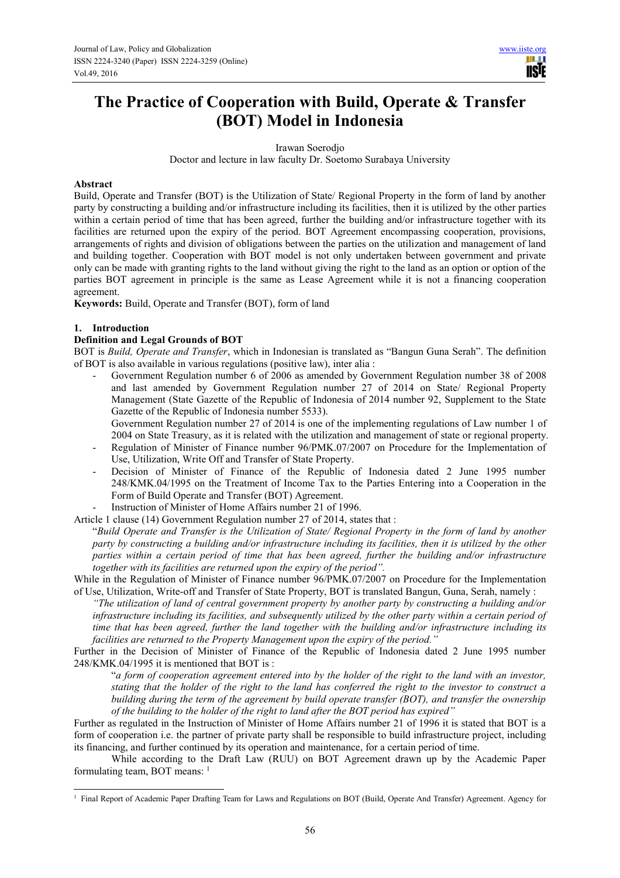# The Practice of Cooperation with Build, Operate & Transfer (BOT) Model in Indonesia

Irawan Soerodjo

Doctor and lecture in law faculty Dr. Soetomo Surabaya University

## Abstract

Build, Operate and Transfer (BOT) is the Utilization of State/ Regional Property in the form of land by another party by constructing a building and/or infrastructure including its facilities, then it is utilized by the other parties within a certain period of time that has been agreed, further the building and/or infrastructure together with its facilities are returned upon the expiry of the period. BOT Agreement encompassing cooperation, provisions, arrangements of rights and division of obligations between the parties on the utilization and management of land and building together. Cooperation with BOT model is not only undertaken between government and private only can be made with granting rights to the land without giving the right to the land as an option or option of the parties BOT agreement in principle is the same as Lease Agreement while it is not a financing cooperation agreement.

**Keywords:** Build, Operate and Transfer (BOT), form of land

## 1. Introduction

### Definition and Legal Grounds of BOT

BOT is *Build, Operate and Transfer*, which in Indonesian is translated as "Bangun Guna Serah". The definition of BOT is also available in various regulations (positive law), inter alia :

- Government Regulation number 6 of 2006 as amended by Government Regulation number 38 of 2008 and last amended by Government Regulation number 27 of 2014 on State/ Regional Property Management (State Gazette of the Republic of Indonesia of 2014 number 92, Supplement to the State Gazette of the Republic of Indonesia number 5533).

  Government Regulation number 27 of 2014 is one of the implementing regulations of Law number 1 of 2004 on State Treasury, as it is related with the utilization and management of state or regional property.
- Regulation of Minister of Finance number 96/PMK.07/2007 on Procedure for the Implementation of Use, Utilization, Write Off and Transfer of State Property.
- Decision of Minister of Finance of the Republic of Indonesia dated 2 June 1995 number 248/KMK.04/1995 on the Treatment of Income Tax to the Parties Entering into a Cooperation in the Form of Build Operate and Transfer (BOT) Agreement.
- Instruction of Minister of Home Affairs number 21 of 1996.

Article 1 clause (14) Government Regulation number 27 of 2014, states that :

> "*Build Operate and Transfer is the Utilization of State/ Regional Property in the form of land by another party by constructing a building and/or infrastructure including its facilities, then it is utilized by the other parties within a certain period of time that has been agreed, further the building and/or infrastructure together with its facilities are returned upon the expiry of the period".*

While in the Regulation of Minister of Finance number 96/PMK.07/2007 on Procedure for the Implementation of Use, Utilization, Write-off and Transfer of State Property, BOT is translated Bangun, Guna, Serah, namely :

> *"The utilization of land of central government property by another party by constructing a building and/or infrastructure including its facilities, and subsequently utilized by the other party within a certain period of time that has been agreed, further the land together with the building and/or infrastructure including its facilities are returned to the Property Management upon the expiry of the period."*

Further in the Decision of Minister of Finance of the Republic of Indonesia dated 2 June 1995 number 248/KMK.04/1995 it is mentioned that BOT is :

> "*a form of cooperation agreement entered into by the holder of the right to the land with an investor, stating that the holder of the right to the land has conferred the right to the investor to construct a building during the term of the agreement by build operate transfer (BOT), and transfer the ownership of the building to the holder of the right to land after the BOT period has expired"*

Further as regulated in the Instruction of Minister of Home Affairs number 21 of 1996 it is stated that BOT is a form of cooperation i.e. the partner of private party shall be responsible to build infrastructure project, including its financing, and further continued by its operation and maintenance, for a certain period of time.

While according to the Draft Law (RUU) on BOT Agreement drawn up by the Academic Paper formulating team, BOT means: [1]

[1] Final Report of Academic Paper Drafting Team for Laws and Regulations on BOT (Build, Operate And Transfer) Agreement. Agency for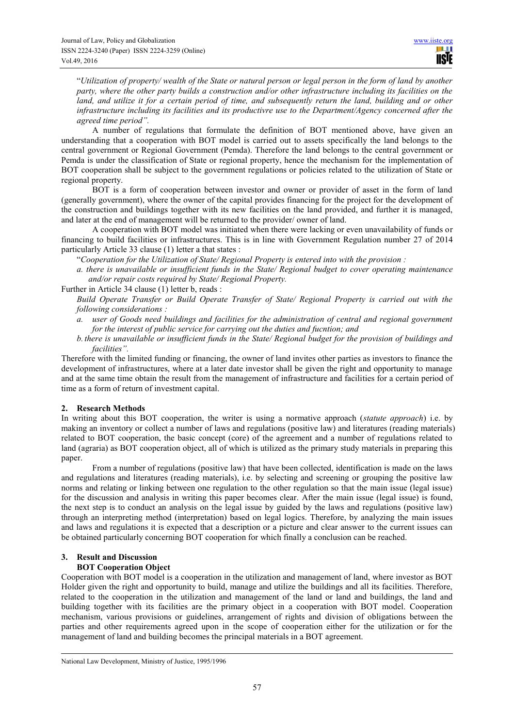"*Utilization of property/ wealth of the State or natural person or legal person in the form of land by another party, where the other party builds a construction and/or other infrastructure including its facilities on the land, and utilize it for a certain period of time, and subsequently return the land, building and or other infrastructure including its facilities and its productivre use to the Department/Agency concerned after the agreed time period".*

A number of regulations that formulate the definition of BOT mentioned above, have given an understanding that a cooperation with BOT model is carried out to assets specifically the land belongs to the central government or Regional Government (Pemda). Therefore the land belongs to the central government or Pemda is under the classification of State or regional property, hence the mechanism for the implementation of BOT cooperation shall be subject to the government regulations or policies related to the utilization of State or regional property.

BOT is a form of cooperation between investor and owner or provider of asset in the form of land (generally government), where the owner of the capital provides financing for the project for the development of the construction and buildings together with its new facilities on the land provided, and further it is managed, and later at the end of management will be returned to the provider/ owner of land.

A cooperation with BOT model was initiated when there were lacking or even unavailability of funds or financing to build facilities or infrastructures. This is in line with Government Regulation number 27 of 2014 particularly Article 33 clause (1) letter a that states :

"*Cooperation for the Utilization of State/ Regional Property is entered into with the provision :*

*a. there is unavailable or insufficient funds in the State/ Regional budget to cover operating maintenance and/or repair costs required by State/ Regional Property.*

Further in Article 34 clause (1) letter b, reads :

*Build Operate Transfer or Build Operate Transfer of State/ Regional Property is carried out with the following considerations :*

*a. user of Goods need buildings and facilities for the administration of central and regional government for the interest of public service for carrying out the duties and fucntion; and*

*b. there is unavailable or insufficient funds in the State/ Regional budget for the provision of buildings and facilities".*

Therefore with the limited funding or financing, the owner of land invites other parties as investors to finance the development of infrastructures, where at a later date investor shall be given the right and opportunity to manage and at the same time obtain the result from the management of infrastructure and facilities for a certain period of time as a form of return of investment capital.

## 2. Research Methods

In writing about this BOT cooperation, the writer is using a normative approach (*statute approach*) i.e. by making an inventory or collect a number of laws and regulations (positive law) and literatures (reading materials) related to BOT cooperation, the basic concept (core) of the agreement and a number of regulations related to land (agraria) as BOT cooperation object, all of which is utilized as the primary study materials in preparing this paper.

From a number of regulations (positive law) that have been collected, identification is made on the laws and regulations and literatures (reading materials), i.e. by selecting and screening or grouping the positive law norms and relating or linking between one regulation to the other regulation so that the main issue (legal issue) for the discussion and analysis in writing this paper becomes clear. After the main issue (legal issue) is found, the next step is to conduct an analysis on the legal issue by guided by the laws and regulations (positive law) through an interpreting method (interpretation) based on legal logics. Therefore, by analyzing the main issues and laws and regulations it is expected that a description or a picture and clear answer to the current issues can be obtained particularly concerning BOT cooperation for which finally a conclusion can be reached.

## 3. Result and Discussion

### BOT Cooperation Object

Cooperation with BOT model is a cooperation in the utilization and management of land, where investor as BOT Holder given the right and opportunity to build, manage and utilize the buildings and all its facilities. Therefore, related to the cooperation in the utilization and management of the land or land and buildings, the land and building together with its facilities are the primary object in a cooperation with BOT model. Cooperation mechanism, various provisions or guidelines, arrangement of rights and division of obligations between the parties and other requirements agreed upon in the scope of cooperation either for the utilization or for the management of land and building becomes the principal materials in a BOT agreement.

National Law Development, Ministry of Justice, 1995/1996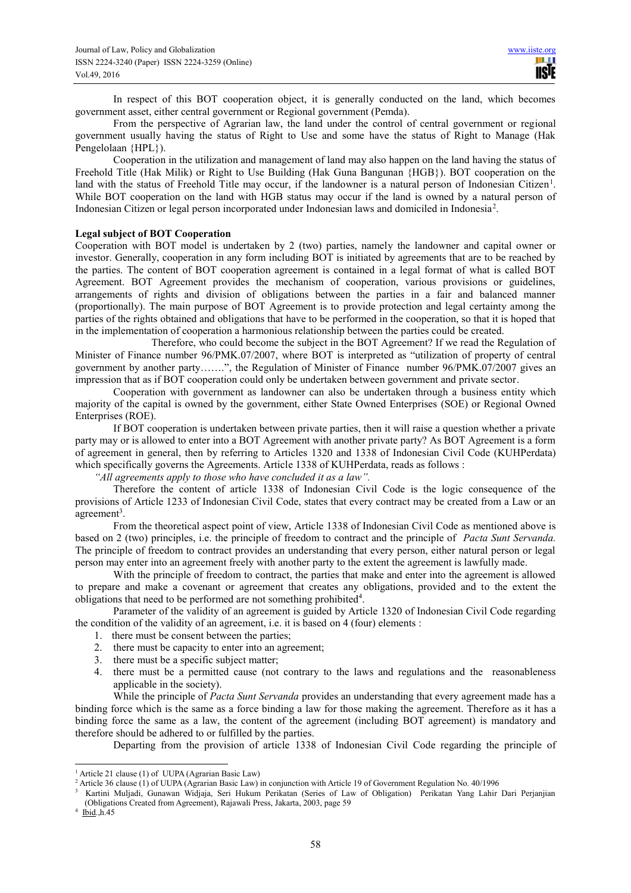In respect of this BOT cooperation object, it is generally conducted on the land, which becomes government asset, either central government or Regional government (Pemda).

From the perspective of Agrarian law, the land under the control of central government or regional government usually having the status of Right to Use and some have the status of Right to Manage (Hak Pengelolaan {HPL}).

Cooperation in the utilization and management of land may also happen on the land having the status of Freehold Title (Hak Milik) or Right to Use Building (Hak Guna Bangunan {HGB}). BOT cooperation on the land with the status of Freehold Title may occur, if the landowner is a natural person of Indonesian Citizen[1]. While BOT cooperation on the land with HGB status may occur if the land is owned by a natural person of Indonesian Citizen or legal person incorporated under Indonesian laws and domiciled in Indonesia[2].

**Legal subject of BOT Cooperation**

Cooperation with BOT model is undertaken by 2 (two) parties, namely the landowner and capital owner or investor. Generally, cooperation in any form including BOT is initiated by agreements that are to be reached by the parties. The content of BOT cooperation agreement is contained in a legal format of what is called BOT Agreement. BOT Agreement provides the mechanism of cooperation, various provisions or guidelines, arrangements of rights and division of obligations between the parties in a fair and balanced manner (proportionally). The main purpose of BOT Agreement is to provide protection and legal certainty among the parties of the rights obtained and obligations that have to be performed in the cooperation, so that it is hoped that in the implementation of cooperation a harmonious relationship between the parties could be created.

Therefore, who could become the subject in the BOT Agreement? If we read the Regulation of Minister of Finance number 96/PMK.07/2007, where BOT is interpreted as "utilization of property of central government by another party…….", the Regulation of Minister of Finance number 96/PMK.07/2007 gives an impression that as if BOT cooperation could only be undertaken between government and private sector.

Cooperation with government as landowner can also be undertaken through a business entity which majority of the capital is owned by the government, either State Owned Enterprises (SOE) or Regional Owned Enterprises (ROE).

If BOT cooperation is undertaken between private parties, then it will raise a question whether a private party may or is allowed to enter into a BOT Agreement with another private party? As BOT Agreement is a form of agreement in general, then by referring to Articles 1320 and 1338 of Indonesian Civil Code (KUHPerdata) which specifically governs the Agreements. Article 1338 of KUHPerdata, reads as follows :

*"All agreements apply to those who have concluded it as a law".*

Therefore the content of article 1338 of Indonesian Civil Code is the logic consequence of the provisions of Article 1233 of Indonesian Civil Code, states that every contract may be created from a Law or an agreement[3].

From the theoretical aspect point of view, Article 1338 of Indonesian Civil Code as mentioned above is based on 2 (two) principles, i.e. the principle of freedom to contract and the principle of *Pacta Sunt Servanda.* The principle of freedom to contract provides an understanding that every person, either natural person or legal person may enter into an agreement freely with another party to the extent the agreement is lawfully made.

With the principle of freedom to contract, the parties that make and enter into the agreement is allowed to prepare and make a covenant or agreement that creates any obligations, provided and to the extent the obligations that need to be performed are not something prohibited[4].

Parameter of the validity of an agreement is guided by Article 1320 of Indonesian Civil Code regarding the condition of the validity of an agreement, i.e. it is based on 4 (four) elements :

1. there must be consent between the parties;
2. there must be capacity to enter into an agreement;
3. there must be a specific subject matter;
4. there must be a permitted cause (not contrary to the laws and regulations and the reasonableness applicable in the society).

While the principle of *Pacta Sunt Servanda* provides an understanding that every agreement made has a binding force which is the same as a force binding a law for those making the agreement. Therefore as it has a binding force the same as a law, the content of the agreement (including BOT agreement) is mandatory and therefore should be adhered to or fulfilled by the parties.

Departing from the provision of article 1338 of Indonesian Civil Code regarding the principle of

---

[1] Article 21 clause (1) of UUPA (Agrarian Basic Law)

[2] Article 36 clause (1) of UUPA (Agrarian Basic Law) in conjunction with Article 19 of Government Regulation No. 40/1996

[3] Kartini Muljadi, Gunawan Widjaja, Seri Hukum Perikatan (Series of Law of Obligation) Perikatan Yang Lahir Dari Perjanjian (Obligations Created from Agreement), Rajawali Press, Jakarta, 2003, page 59

[4] Ibid.,h.45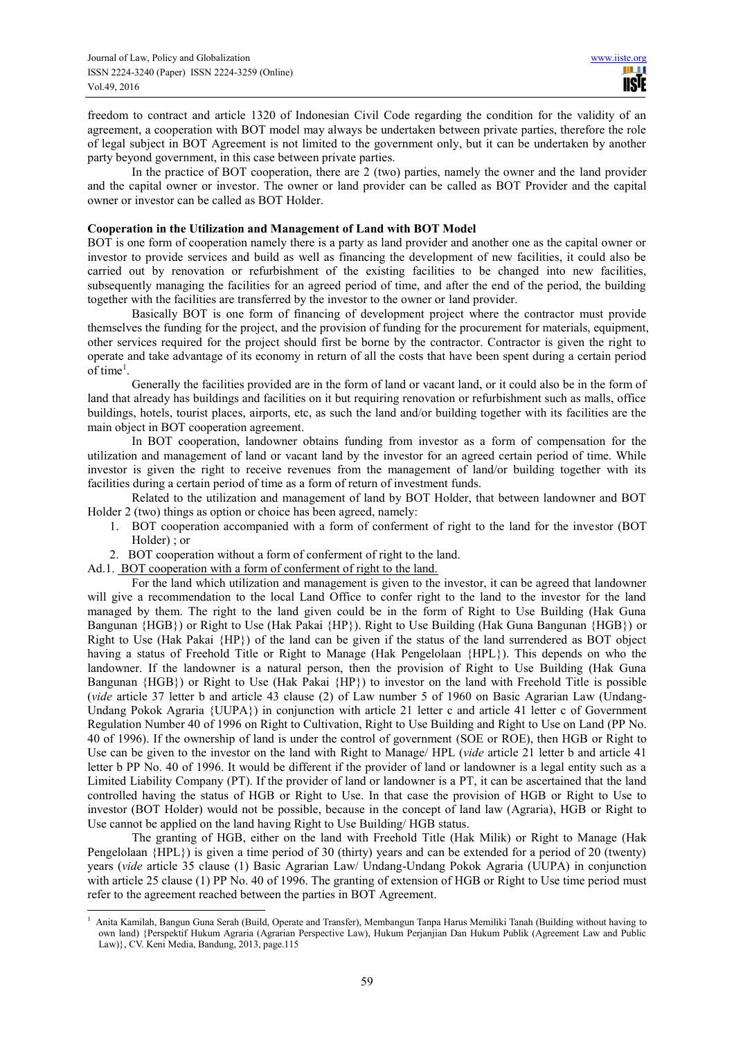freedom to contract and article 1320 of Indonesian Civil Code regarding the condition for the validity of an agreement, a cooperation with BOT model may always be undertaken between private parties, therefore the role of legal subject in BOT Agreement is not limited to the government only, but it can be undertaken by another party beyond government, in this case between private parties.

In the practice of BOT cooperation, there are 2 (two) parties, namely the owner and the land provider and the capital owner or investor. The owner or land provider can be called as BOT Provider and the capital owner or investor can be called as BOT Holder.

**Cooperation in the Utilization and Management of Land with BOT Model**

BOT is one form of cooperation namely there is a party as land provider and another one as the capital owner or investor to provide services and build as well as financing the development of new facilities, it could also be carried out by renovation or refurbishment of the existing facilities to be changed into new facilities, subsequently managing the facilities for an agreed period of time, and after the end of the period, the building together with the facilities are transferred by the investor to the owner or land provider.

Basically BOT is one form of financing of development project where the contractor must provide themselves the funding for the project, and the provision of funding for the procurement for materials, equipment, other services required for the project should first be borne by the contractor. Contractor is given the right to operate and take advantage of its economy in return of all the costs that have been spent during a certain period of time[1].

Generally the facilities provided are in the form of land or vacant land, or it could also be in the form of land that already has buildings and facilities on it but requiring renovation or refurbishment such as malls, office buildings, hotels, tourist places, airports, etc, as such the land and/or building together with its facilities are the main object in BOT cooperation agreement.

In BOT cooperation, landowner obtains funding from investor as a form of compensation for the utilization and management of land or vacant land by the investor for an agreed certain period of time. While investor is given the right to receive revenues from the management of land/or building together with its facilities during a certain period of time as a form of return of investment funds.

Related to the utilization and management of land by BOT Holder, that between landowner and BOT Holder 2 (two) things as option or choice has been agreed, namely:

1. BOT cooperation accompanied with a form of conferment of right to the land for the investor (BOT Holder) ; or
2. BOT cooperation without a form of conferment of right to the land.

Ad.1. <u>BOT cooperation with a form of conferment of right to the land.</u>

For the land which utilization and management is given to the investor, it can be agreed that landowner will give a recommendation to the local Land Office to confer right to the land to the investor for the land managed by them. The right to the land given could be in the form of Right to Use Building (Hak Guna Bangunan {HGB}) or Right to Use (Hak Pakai {HP}). Right to Use Building (Hak Guna Bangunan {HGB}) or Right to Use (Hak Pakai {HP}) of the land can be given if the status of the land surrendered as BOT object having a status of Freehold Title or Right to Manage (Hak Pengelolaan {HPL}). This depends on who the landowner. If the landowner is a natural person, then the provision of Right to Use Building (Hak Guna Bangunan {HGB}) or Right to Use (Hak Pakai {HP}) to investor on the land with Freehold Title is possible (*vide* article 37 letter b and article 43 clause (2) of Law number 5 of 1960 on Basic Agrarian Law (Undang-Undang Pokok Agraria {UUPA}) in conjunction with article 21 letter c and article 41 letter c of Government Regulation Number 40 of 1996 on Right to Cultivation, Right to Use Building and Right to Use on Land (PP No. 40 of 1996). If the ownership of land is under the control of government (SOE or ROE), then HGB or Right to Use can be given to the investor on the land with Right to Manage/ HPL (*vide* article 21 letter b and article 41 letter b PP No. 40 of 1996. It would be different if the provider of land or landowner is a legal entity such as a Limited Liability Company (PT). If the provider of land or landowner is a PT, it can be ascertained that the land controlled having the status of HGB or Right to Use. In that case the provision of HGB or Right to Use to investor (BOT Holder) would not be possible, because in the concept of land law (Agraria), HGB or Right to Use cannot be applied on the land having Right to Use Building/ HGB status.

The granting of HGB, either on the land with Freehold Title (Hak Milik) or Right to Manage (Hak Pengelolaan {HPL}) is given a time period of 30 (thirty) years and can be extended for a period of 20 (twenty) years (*vide* article 35 clause (1) Basic Agrarian Law/ Undang-Undang Pokok Agraria (UUPA) in conjunction with article 25 clause (1) PP No. 40 of 1996. The granting of extension of HGB or Right to Use time period must refer to the agreement reached between the parties in BOT Agreement.

---

[1] Anita Kamilah, Bangun Guna Serah (Build, Operate and Transfer), Membangun Tanpa Harus Memiliki Tanah (Building without having to own land) {Perspektif Hukum Agraria (Agrarian Perspective Law), Hukum Perjanjian Dan Hukum Publik (Agreement Law and Public Law)}, CV. Keni Media, Bandung, 2013, page.115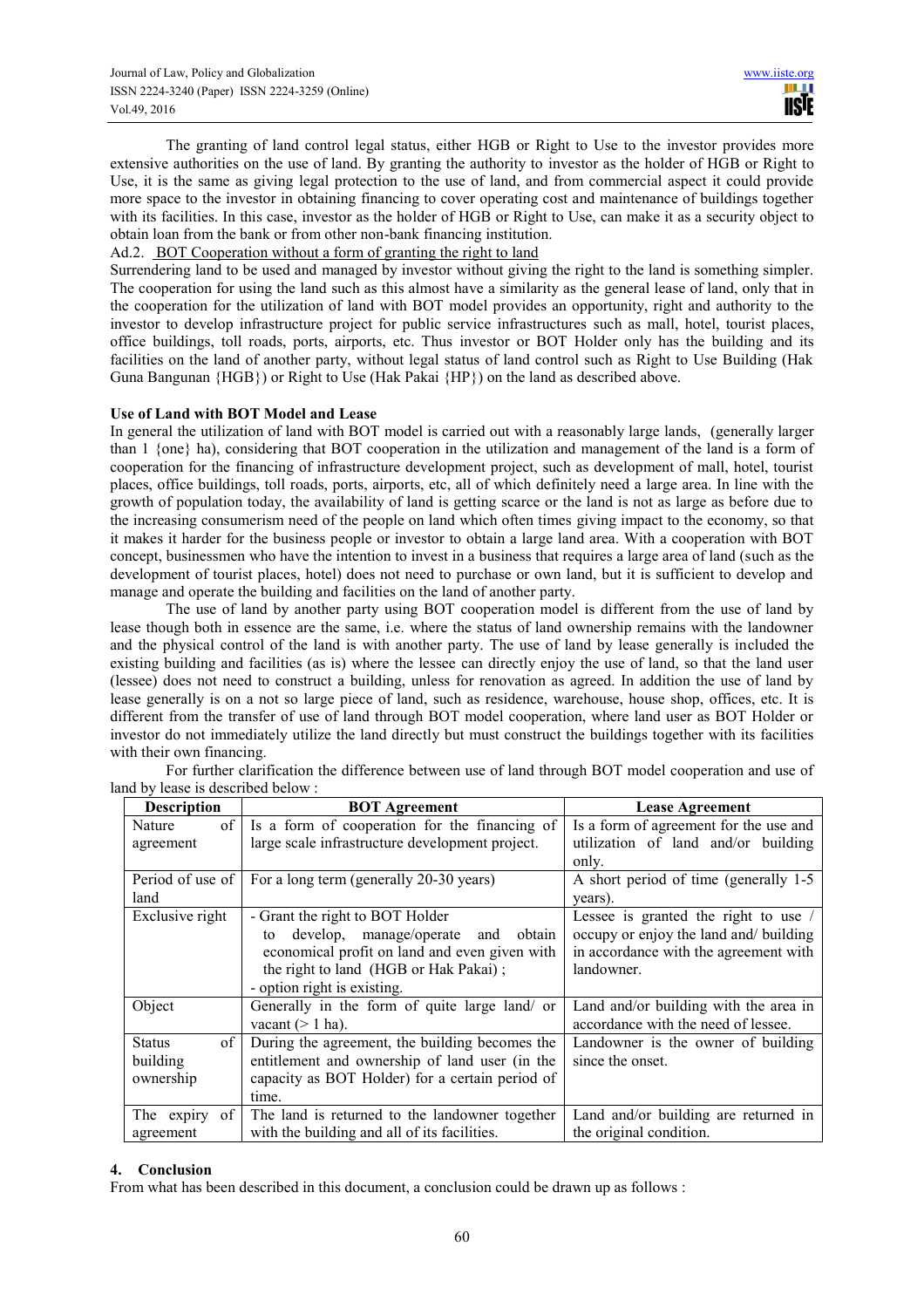The granting of land control legal status, either HGB or Right to Use to the investor provides more extensive authorities on the use of land. By granting the authority to investor as the holder of HGB or Right to Use, it is the same as giving legal protection to the use of land, and from commercial aspect it could provide more space to the investor in obtaining financing to cover operating cost and maintenance of buildings together with its facilities. In this case, investor as the holder of HGB or Right to Use, can make it as a security object to obtain loan from the bank or from other non-bank financing institution.

Ad.2. BOT Cooperation without a form of granting the right to land

Surrendering land to be used and managed by investor without giving the right to the land is something simpler. The cooperation for using the land such as this almost have a similarity as the general lease of land, only that in the cooperation for the utilization of land with BOT model provides an opportunity, right and authority to the investor to develop infrastructure project for public service infrastructures such as mall, hotel, tourist places, office buildings, toll roads, ports, airports, etc. Thus investor or BOT Holder only has the building and its facilities on the land of another party, without legal status of land control such as Right to Use Building (Hak Guna Bangunan {HGB}) or Right to Use (Hak Pakai {HP}) on the land as described above.

**Use of Land with BOT Model and Lease**

In general the utilization of land with BOT model is carried out with a reasonably large lands, (generally larger than 1 {one} ha), considering that BOT cooperation in the utilization and management of the land is a form of cooperation for the financing of infrastructure development project, such as development of mall, hotel, tourist places, office buildings, toll roads, ports, airports, etc, all of which definitely need a large area. In line with the growth of population today, the availability of land is getting scarce or the land is not as large as before due to the increasing consumerism need of the people on land which often times giving impact to the economy, so that it makes it harder for the business people or investor to obtain a large land area. With a cooperation with BOT concept, businessmen who have the intention to invest in a business that requires a large area of land (such as the development of tourist places, hotel) does not need to purchase or own land, but it is sufficient to develop and manage and operate the building and facilities on the land of another party.

The use of land by another party using BOT cooperation model is different from the use of land by lease though both in essence are the same, i.e. where the status of land ownership remains with the landowner and the physical control of the land is with another party. The use of land by lease generally is included the existing building and facilities (as is) where the lessee can directly enjoy the use of land, so that the land user (lessee) does not need to construct a building, unless for renovation as agreed. In addition the use of land by lease generally is on a not so large piece of land, such as residence, warehouse, house shop, offices, etc. It is different from the transfer of use of land through BOT model cooperation, where land user as BOT Holder or investor do not immediately utilize the land directly but must construct the buildings together with its facilities with their own financing.

For further clarification the difference between use of land through BOT model cooperation and use of land by lease is described below :

| Description | BOT Agreement | Lease Agreement |
|---|---|---|
| Nature of agreement | Is a form of cooperation for the financing of large scale infrastructure development project. | Is a form of agreement for the use and utilization of land and/or building only. |
| Period of use of land | For a long term (generally 20-30 years) | A short period of time (generally 1-5 years). |
| Exclusive right | - Grant the right to BOT Holder to develop, manage/operate and obtain economical profit on land and even given with the right to land (HGB or Hak Pakai) ;<br>- option right is existing. | Lessee is granted the right to use / occupy or enjoy the land and/ building in accordance with the agreement with landowner. |
| Object | Generally in the form of quite large land/ or vacant (> 1 ha). | Land and/or building with the area in accordance with the need of lessee. |
| Status of building ownership | During the agreement, the building becomes the entitlement and ownership of land user (in the capacity as BOT Holder) for a certain period of time. | Landowner is the owner of building since the onset. |
| The expiry of agreement | The land is returned to the landowner together with the building and all of its facilities. | Land and/or building are returned in the original condition. |

## 4. Conclusion

From what has been described in this document, a conclusion could be drawn up as follows :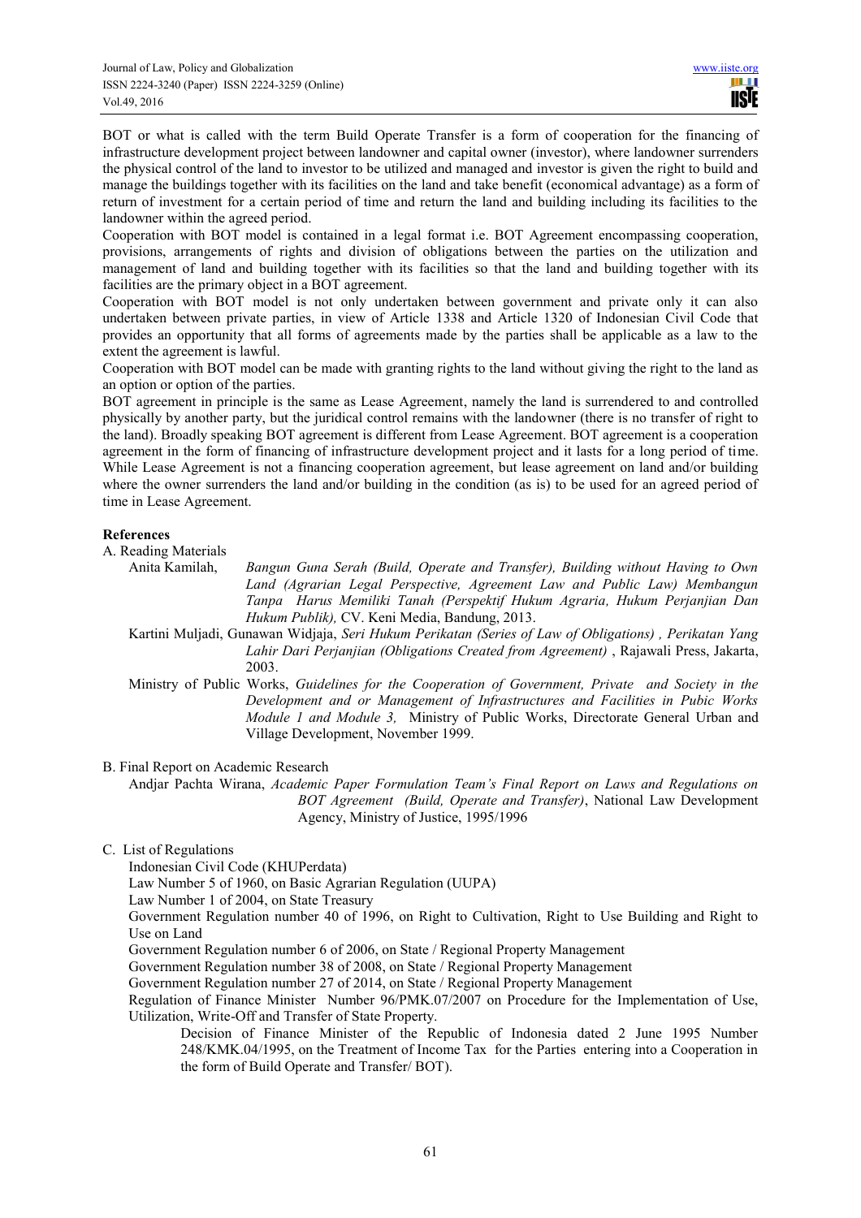BOT or what is called with the term Build Operate Transfer is a form of cooperation for the financing of infrastructure development project between landowner and capital owner (investor), where landowner surrenders the physical control of the land to investor to be utilized and managed and investor is given the right to build and manage the buildings together with its facilities on the land and take benefit (economical advantage) as a form of return of investment for a certain period of time and return the land and building including its facilities to the landowner within the agreed period.

Cooperation with BOT model is contained in a legal format i.e. BOT Agreement encompassing cooperation, provisions, arrangements of rights and division of obligations between the parties on the utilization and management of land and building together with its facilities so that the land and building together with its facilities are the primary object in a BOT agreement.

Cooperation with BOT model is not only undertaken between government and private only it can also undertaken between private parties, in view of Article 1338 and Article 1320 of Indonesian Civil Code that provides an opportunity that all forms of agreements made by the parties shall be applicable as a law to the extent the agreement is lawful.

Cooperation with BOT model can be made with granting rights to the land without giving the right to the land as an option or option of the parties.

BOT agreement in principle is the same as Lease Agreement, namely the land is surrendered to and controlled physically by another party, but the juridical control remains with the landowner (there is no transfer of right to the land). Broadly speaking BOT agreement is different from Lease Agreement. BOT agreement is a cooperation agreement in the form of financing of infrastructure development project and it lasts for a long period of time. While Lease Agreement is not a financing cooperation agreement, but lease agreement on land and/or building where the owner surrenders the land and/or building in the condition (as is) to be used for an agreed period of time in Lease Agreement.

## References

A. Reading Materials

Anita Kamilah, *Bangun Guna Serah (Build, Operate and Transfer), Building without Having to Own Land (Agrarian Legal Perspective, Agreement Law and Public Law) Membangun Tanpa Harus Memiliki Tanah (Perspektif Hukum Agraria, Hukum Perjanjian Dan Hukum Publik),* CV. Keni Media, Bandung, 2013.

Kartini Muljadi, Gunawan Widjaja, *Seri Hukum Perikatan (Series of Law of Obligations) , Perikatan Yang Lahir Dari Perjanjian (Obligations Created from Agreement)* , Rajawali Press, Jakarta, 2003.

Ministry of Public Works, *Guidelines for the Cooperation of Government, Private and Society in the Development and or Management of Infrastructures and Facilities in Pubic Works Module 1 and Module 3,* Ministry of Public Works, Directorate General Urban and Village Development, November 1999.

B. Final Report on Academic Research

Andjar Pachta Wirana, *Academic Paper Formulation Team's Final Report on Laws and Regulations on BOT Agreement (Build, Operate and Transfer)*, National Law Development Agency, Ministry of Justice, 1995/1996

C. List of Regulations

Indonesian Civil Code (KHUPerdata)

Law Number 5 of 1960, on Basic Agrarian Regulation (UUPA)

Law Number 1 of 2004, on State Treasury

Government Regulation number 40 of 1996, on Right to Cultivation, Right to Use Building and Right to Use on Land

Government Regulation number 6 of 2006, on State / Regional Property Management

Government Regulation number 38 of 2008, on State / Regional Property Management

Government Regulation number 27 of 2014, on State / Regional Property Management

Regulation of Finance Minister Number 96/PMK.07/2007 on Procedure for the Implementation of Use, Utilization, Write-Off and Transfer of State Property.

Decision of Finance Minister of the Republic of Indonesia dated 2 June 1995 Number 248/KMK.04/1995, on the Treatment of Income Tax for the Parties entering into a Cooperation in the form of Build Operate and Transfer/ BOT).